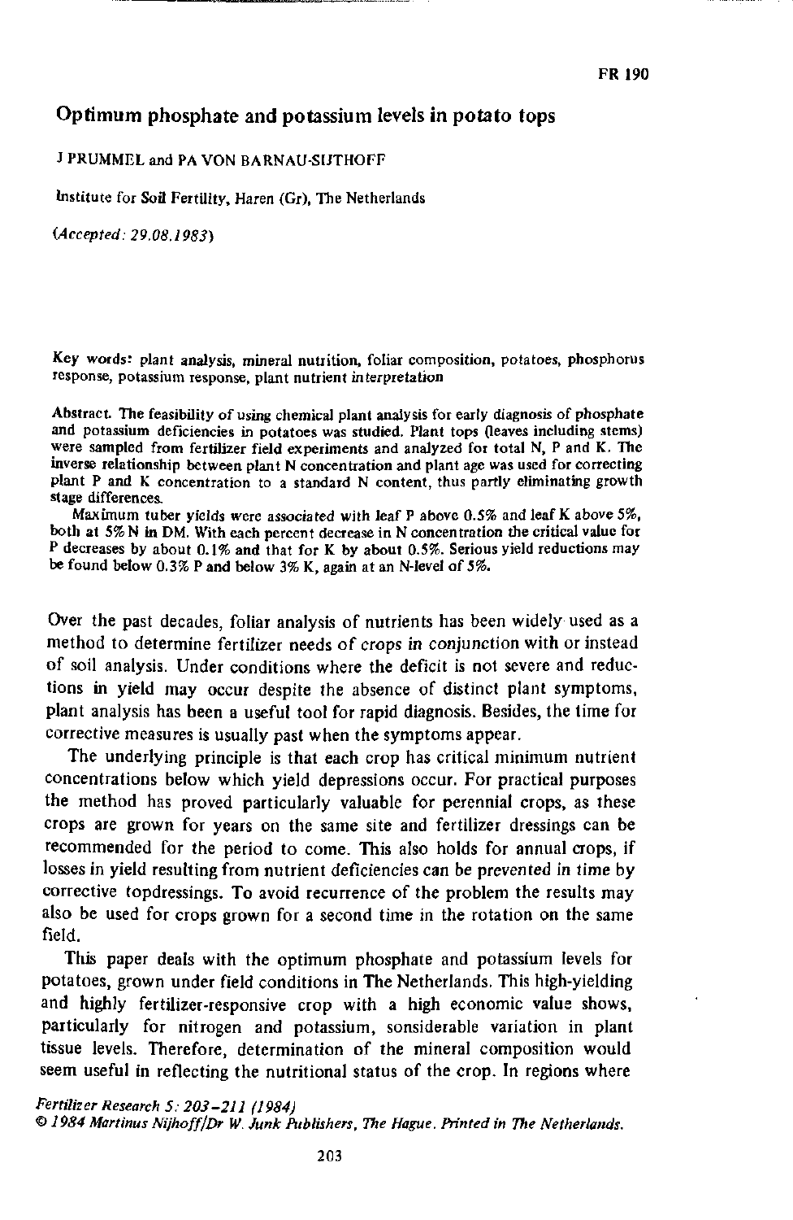FR 190

# Optimum phosphate and potassium levels in potato tops

J PRUMMEL and PA VON BARNAU-SIJTHOFF

Institute for Soil Fertility, Haren (Gr), The Netherlands

*(Accepted: 29.08.1983)*

**Key words:** plant analysis, mineral nutrition, foliar composition, potatoes, phosphorus response, potassium response, plant nutrient interpretation

**Abstract.** The feasibility of using chemical plant analysis for early diagnosis of phosphate and potassium deficiencies in potatoes was studied. Plant tops (leaves including stems) were sampled from fertilizer field experiments and analyzed for total N, P and K. The inverse relationship between plant N concentration and plant age was used for correcting plant P and K concentration to a standard N content, thus partly eliminating growth stage differences.

Maximum tuber yields were associated with leaf P above 0.5% and leaf K above 5%, both at 5% N in DM. With each percent decrease in N concentration the critical value for P decreases by about 0.1% and that for K by about 0.5%. Serious yield reductions may be found below 0.3% P and below 3% K, again at an N-level of 5%.

Over the past decades, foliar analysis of nutrients has been widely used as a method to determine fertilizer needs of crops in conjunction with or instead of soil analysis. Under conditions where the deficit is not severe and reductions in yield may occur despite the absence of distinct plant symptoms, plant analysis has been a useful tool for rapid diagnosis. Besides, the time for corrective measures is usually past when the symptoms appear.

The underlying principle is that each crop has critical minimum nutrient concentrations below which yield depressions occur. For practical purposes the method has proved particularly valuable for perennial crops, as these crops are grown for years on the same site and fertilizer dressings can be recommended for the period to come. This also holds for annual crops, if losses in yield resulting from nutrient deficiencies can be prevented in time by corrective topdressings. To avoid recurrence of the problem the results may also be used for crops grown for a second time in the rotation on the same field.

This paper deals with the optimum phosphate and potassium levels for potatoes, grown under field conditions in The Netherlands. This high-yielding and highly fertilizer-responsive crop with a high economic value shows, particularly for nitrogen and potassium, sonsiderable variation in plant tissue levels. Therefore, determination of the mineral composition would seem useful in reflecting the nutritional status of the crop. In regions where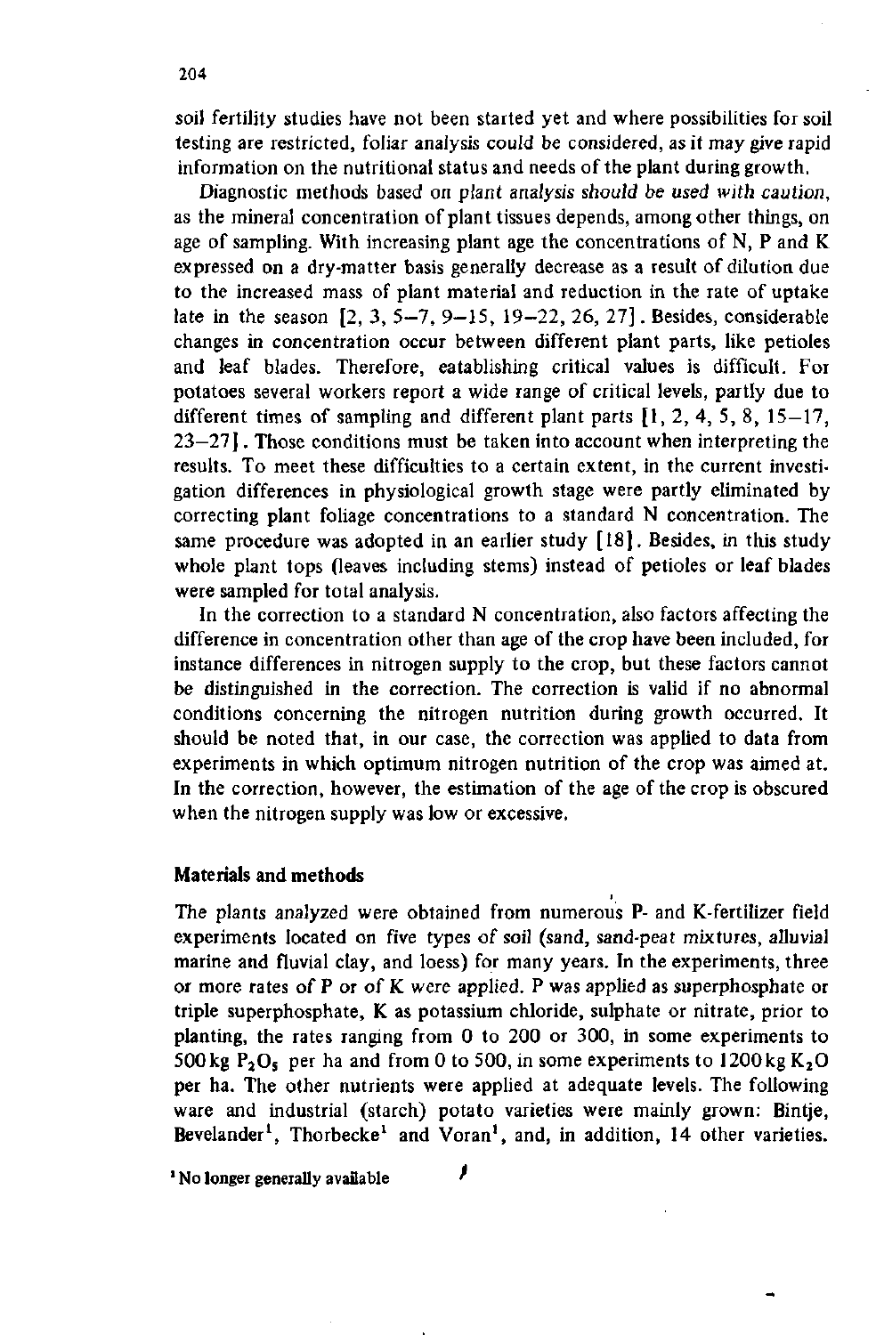soil fertility studies have not been started yet and where possibilities for soil testing are restricted, foliar analysis could be considered, as it may give rapid information on the nutritional status and needs of the plant during growth.

Diagnostic methods based on *plant analysis should be used with caution*, as the mineral concentration of plant tissues depends, among other things, on age of sampling. With increasing plant age the concentrations of N, P and K expressed on a dry-matter basis generally decrease as a result of dilution due to the increased mass of plant material and reduction in the rate of uptake late in the season [2, 3, 5–7, 9–15, 19–22, 26, 27]. Besides, considerable changes in concentration occur between different plant parts, like petioles and leaf blades. Therefore, eatablishing critical values is difficult. For potatoes several workers report a wide range of critical levels, partly due to different times of sampling and different plant parts [1, 2, 4, 5, 8, 15–17, 23–27]. Those conditions must be taken into account when interpreting the results. To meet these difficulties to a certain extent, in the current investigation differences in physiological growth stage were partly eliminated by correcting plant foliage concentrations to a standard N concentration. The same procedure was adopted in an earlier study [18]. Besides, in this study whole plant tops (leaves including stems) instead of petioles or leaf blades were sampled for total analysis.

In the correction to a standard N concentration, also factors affecting the difference in concentration other than age of the crop have been included, for instance differences in nitrogen supply to the crop, but these factors cannot be distinguished in the correction. The correction is valid if no abnormal conditions concerning the nitrogen nutrition during growth occurred. It should be noted that, in our case, the correction was applied to data from experiments in which optimum nitrogen nutrition of the crop was aimed at. In the correction, however, the estimation of the age of the crop is obscured when the nitrogen supply was low or excessive.

## Materials and methods

The plants analyzed were obtained from numerous P- and K-fertilizer field experiments located on five types of soil (sand, sand-peat mixtures, alluvial marine and fluvial clay, and loess) for many years. In the experiments, three or more rates of P or of K were applied. P was applied as superphosphate or triple superphosphate, K as potassium chloride, sulphate or nitrate, prior to planting, the rates ranging from 0 to 200 or 300, in some experiments to 500 kg $P_2O_5$ per ha and from 0 to 500, in some experiments to 1200 kg $K_2O$ per ha. The other nutrients were applied at adequate levels. The following ware and industrial (starch) potato varieties were mainly grown: Bintje, Bevelander[1], Thorbecke[1] and Voran[1], and, in addition, 14 other varieties.

[1] No longer generally available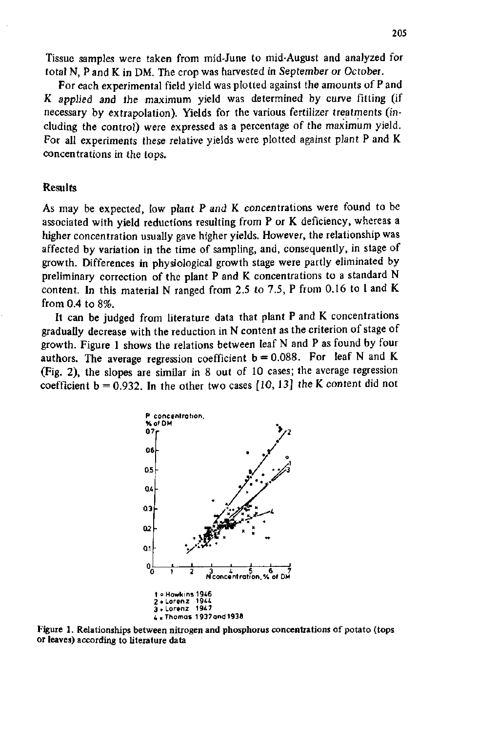Tissue samples were taken from mid-June to mid-August and analyzed for total N, P and K in DM. The crop was harvested *in September or October*.

For each experimental field yield was plotted against the amounts of P and K *applied* and the maximum yield was determined by curve fitting (if necessary by extrapolation). Yields for the various fertilizer treatments (including the control) were expressed as a percentage of the maximum yield. For all experiments these relative yields were plotted against plant P and K concentrations in the tops.

## Results

As may be expected, low plant P *and* K concentrations were found to be associated with yield reductions resulting from P or K deficiency, whereas a higher concentration usually gave higher yields. However, the relationship was affected by variation in the time of sampling, and, consequently, in stage of growth. Differences in physiological growth stage were partly eliminated by preliminary correction of the plant P and K concentrations to a standard N content. In this material N ranged from 2.5 to 7.5, P from 0.16 to 1 and K from 0.4 to 8%.

It can be judged from literature data that plant P and K concentrations gradually decrease with the reduction in N content as the criterion of stage of growth. Figure 1 shows the relations between leaf N and P as found by four authors. The average regression coefficient $b = 0.088$. For leaf N and K (Fig. 2), the slopes are similar in 8 out of 10 cases; the average regression coefficient $b = 0.932$. In the other two cases [10, 13] the K content did not

P concentration, % of DM

N concentration, % of DM

1 ○ Hawkins 1946
2 • Lorenz 1944
3 + Lorenz 1947
4 x Thomas 1937 and 1938

Figure 1. Relationships between nitrogen and phosphorus concentrations of potato (tops or leaves) according to literature data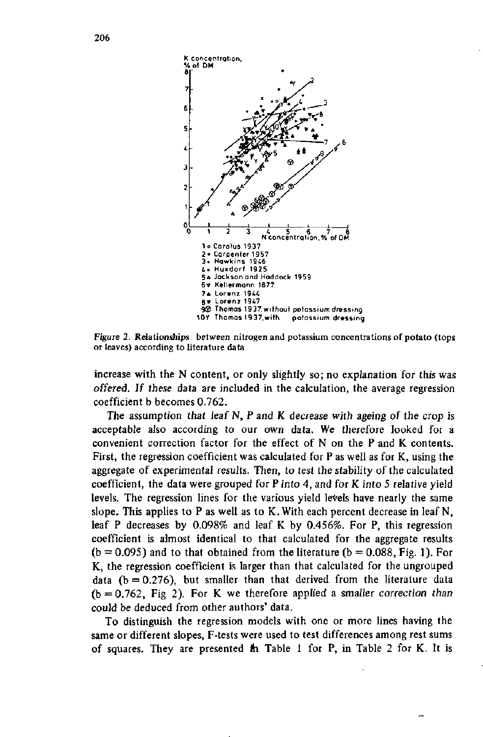Figure 2. Relationships between nitrogen and potassium concentrations of potato (tops or leaves) according to literature data

increase with the N content, or only slightly so; no explanation for this was offered. If these data are included in the calculation, the average regression coefficient b becomes 0.762.

The assumption that leaf N, P and K decrease with ageing of the crop is acceptable also according to our own data. We therefore looked for a convenient correction factor for the effect of N on the P and K contents. First, the regression coefficient was calculated for P as well as for K, using the aggregate of experimental results. Then, to test the stability of the calculated coefficient, the data were grouped for P into 4, and for K into 5 relative yield levels. The regression lines for the various yield levels have nearly the same slope. This applies to P as well as to K. With each percent decrease in leaf N, leaf P decreases by 0.098% and leaf K by 0.456%. For P, this regression coefficient is almost identical to that calculated for the aggregate results ($b = 0.095$) and to that obtained from the literature ($b = 0.088$, Fig. 1). For K, the regression coefficient is larger than that calculated for the ungrouped data ($b = 0.276$), but smaller than that derived from the literature data ($b = 0.762$, Fig 2). For K we therefore applied a smaller correction than could be deduced from other authors' data.

To distinguish the regression models with one or more lines having the same or different slopes, F-tests were used to test differences among rest sums of squares. They are presented in Table 1 for P, in Table 2 for K. It is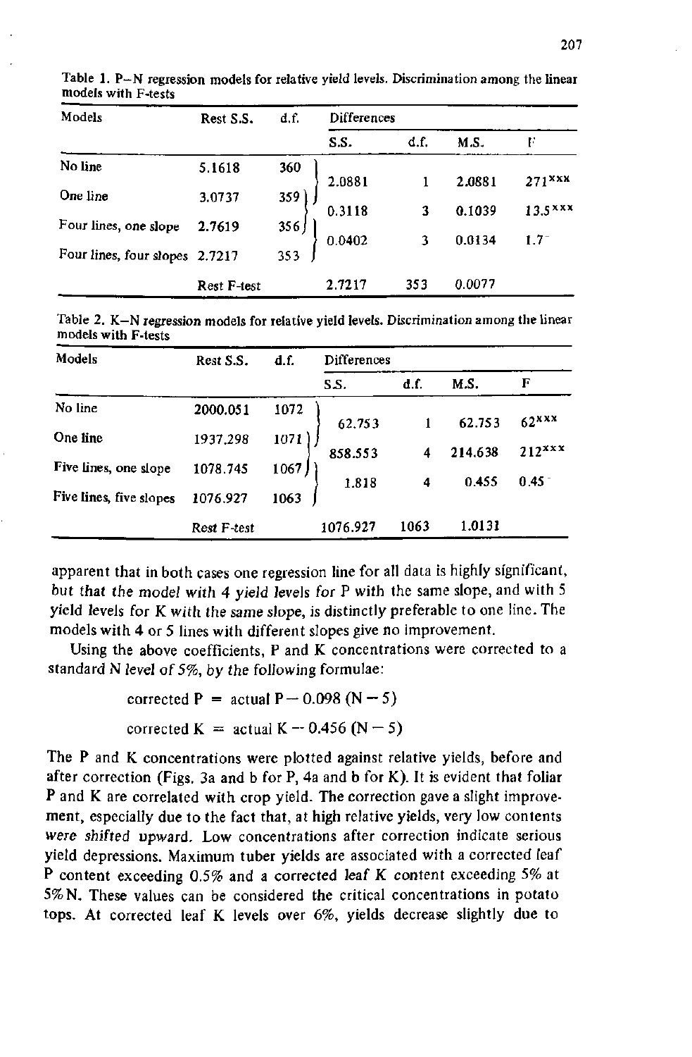Table 1. P–N regression models for relative yield levels. Discrimination among the linear models with F-tests

| Models | Rest S.S. | d.f. | Differences | | | |
|---|---|---|---|---|---|---|
| | | | S.S. | d.f. | M.S. | F |
| No line | 5.1618 | 360 | | | | |
| | | | 2.0881 | 1 | 2.0881 | $271^{xxx}$ |
| One line | 3.0737 | 359 | | | | |
| | | | 0.3118 | 3 | 0.1039 | $13.5^{xxx}$ |
| Four lines, one slope | 2.7619 | 356 | | | | |
| | | | 0.0402 | 3 | 0.0134 | $1.7^{-}$ |
| Four lines, four slopes | 2.7217 | 353 | | | | |
| | Rest F-test | | 2.7217 | 353 | 0.0077 | |

Table 2. K–N regression models for relative yield levels. Discrimination among the linear models with F-tests

| Models | Rest S.S. | d.f. | Differences | | | |
|---|---|---|---|---|---|---|
| | | | S.S. | d.f. | M.S. | F |
| No line | 2000.051 | 1072 | | | | |
| | | | 62.753 | 1 | 62.753 | $62^{xxx}$ |
| One line | 1937.298 | 1071 | | | | |
| | | | 858.553 | 4 | 214.638 | $212^{xxx}$ |
| Five lines, one slope | 1078.745 | 1067 | | | | |
| | | | 1.818 | 4 | 0.455 | $0.45^{-}$ |
| Five lines, five slopes | 1076.927 | 1063 | | | | |
| | Rest F-test | | 1076.927 | 1063 | 1.0131 | |

apparent that in both cases one regression line for all data is highly significant, but that the model with 4 yield levels for P with the same slope, and with 5 yield levels for K with the same slope, is distinctly preferable to one line. The models with 4 or 5 lines with different slopes give no improvement.

Using the above coefficients, P and K concentrations were corrected to a standard N level of 5%, by the following formulae:

$$\text{corrected P} = \text{actual P} - 0.098\,(\text{N} - 5)$$

$$\text{corrected K} = \text{actual K} - 0.456\,(\text{N} - 5)$$

The P and K concentrations were plotted against relative yields, before and after correction (Figs. 3a and b for P, 4a and b for K). It is evident that foliar P and K are correlated with crop yield. The correction gave a slight improvement, especially due to the fact that, at high relative yields, very low contents were shifted upward. Low concentrations after correction indicate serious yield depressions. Maximum tuber yields are associated with a corrected leaf P content exceeding 0.5% and a corrected leaf K content exceeding 5% at 5% N. These values can be considered the critical concentrations in potato tops. At corrected leaf K levels over 6%, yields decrease slightly due to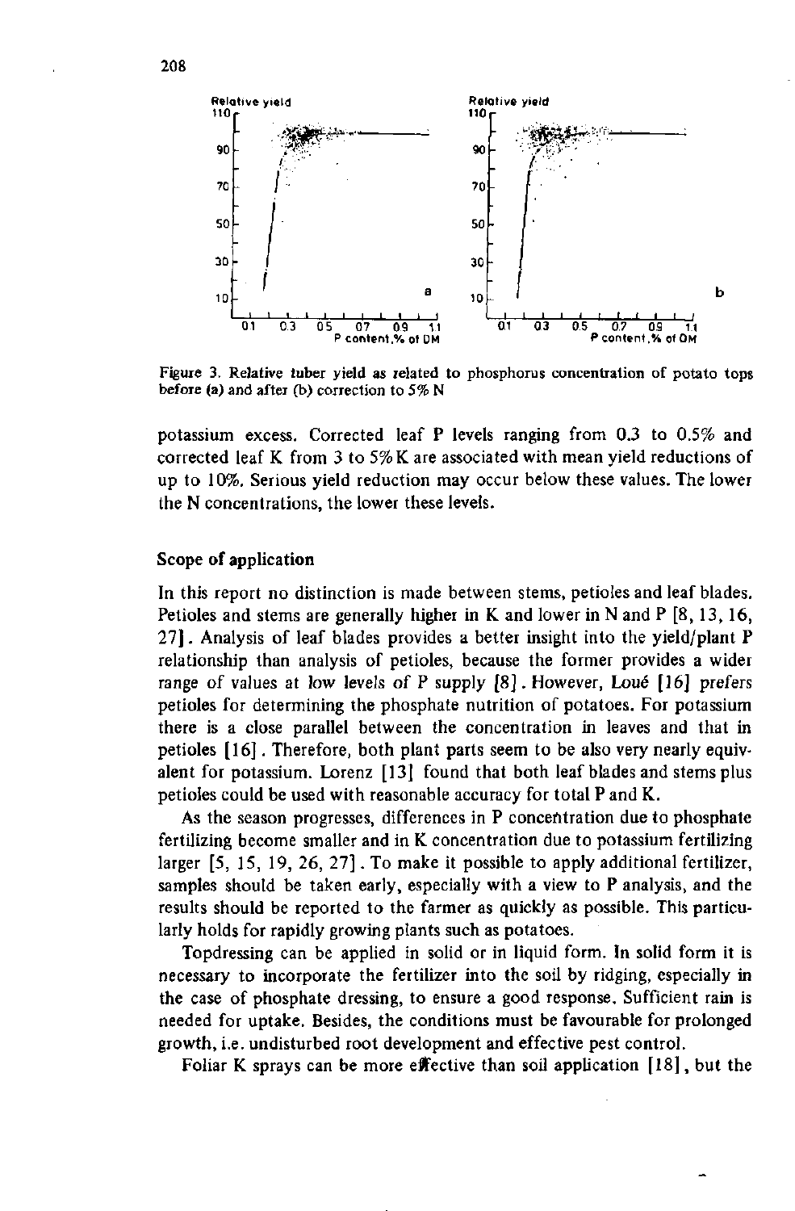Figure 3. Relative tuber yield as related to phosphorus concentration of potato tops before (a) and after (b) correction to 5% N

potassium excess. Corrected leaf P levels ranging from 0.3 to 0.5% and corrected leaf K from 3 to 5% K are associated with mean yield reductions of up to 10%. Serious yield reduction may occur below these values. The lower the N concentrations, the lower these levels.

### Scope of application

In this report no distinction is made between stems, petioles and leaf blades. Petioles and stems are generally higher in K and lower in N and P [8, 13, 16, 27]. Analysis of leaf blades provides a better insight into the yield/plant P relationship than analysis of petioles, because the former provides a wider range of values at low levels of P supply [8]. However, Loué [16] prefers petioles for determining the phosphate nutrition of potatoes. For potassium there is a close parallel between the concentration in leaves and that in petioles [16]. Therefore, both plant parts seem to be also very nearly equivalent for potassium. Lorenz [13] found that both leaf blades and stems plus petioles could be used with reasonable accuracy for total P and K.

As the season progresses, differences in P concentration due to phosphate fertilizing become smaller and in K concentration due to potassium fertilizing larger [5, 15, 19, 26, 27]. To make it possible to apply additional fertilizer, samples should be taken early, especially with a view to P analysis, and the results should be reported to the farmer as quickly as possible. This particularly holds for rapidly growing plants such as potatoes.

Topdressing can be applied in solid or in liquid form. In solid form it is necessary to incorporate the fertilizer into the soil by ridging, especially in the case of phosphate dressing, to ensure a good response. Sufficient rain is needed for uptake. Besides, the conditions must be favourable for prolonged growth, i.e. undisturbed root development and effective pest control.

Foliar K sprays can be more effective than soil application [18], but the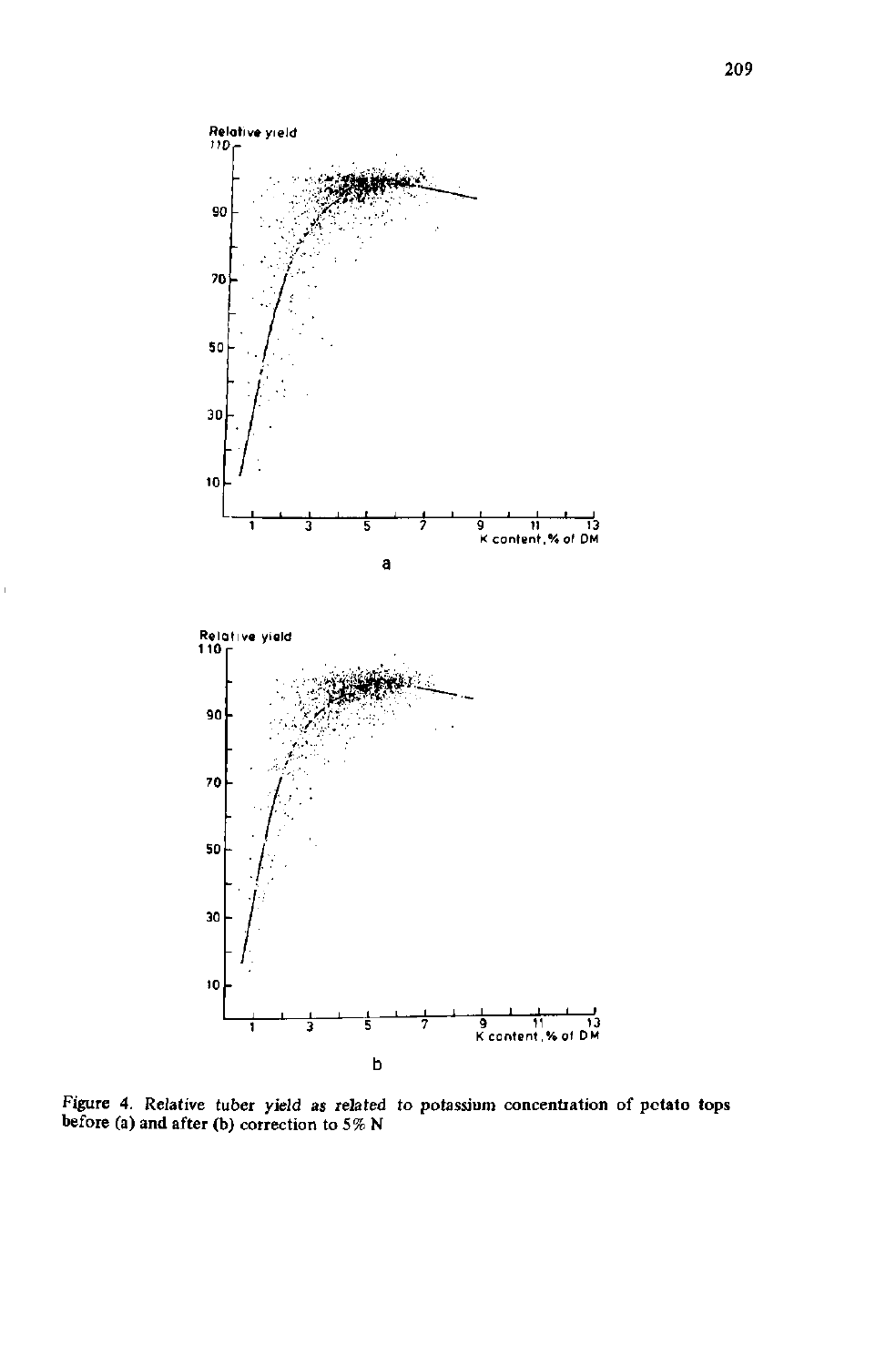Figure 4. Relative tuber yield as related to potassium concentration of potato tops before (a) and after (b) correction to 5% N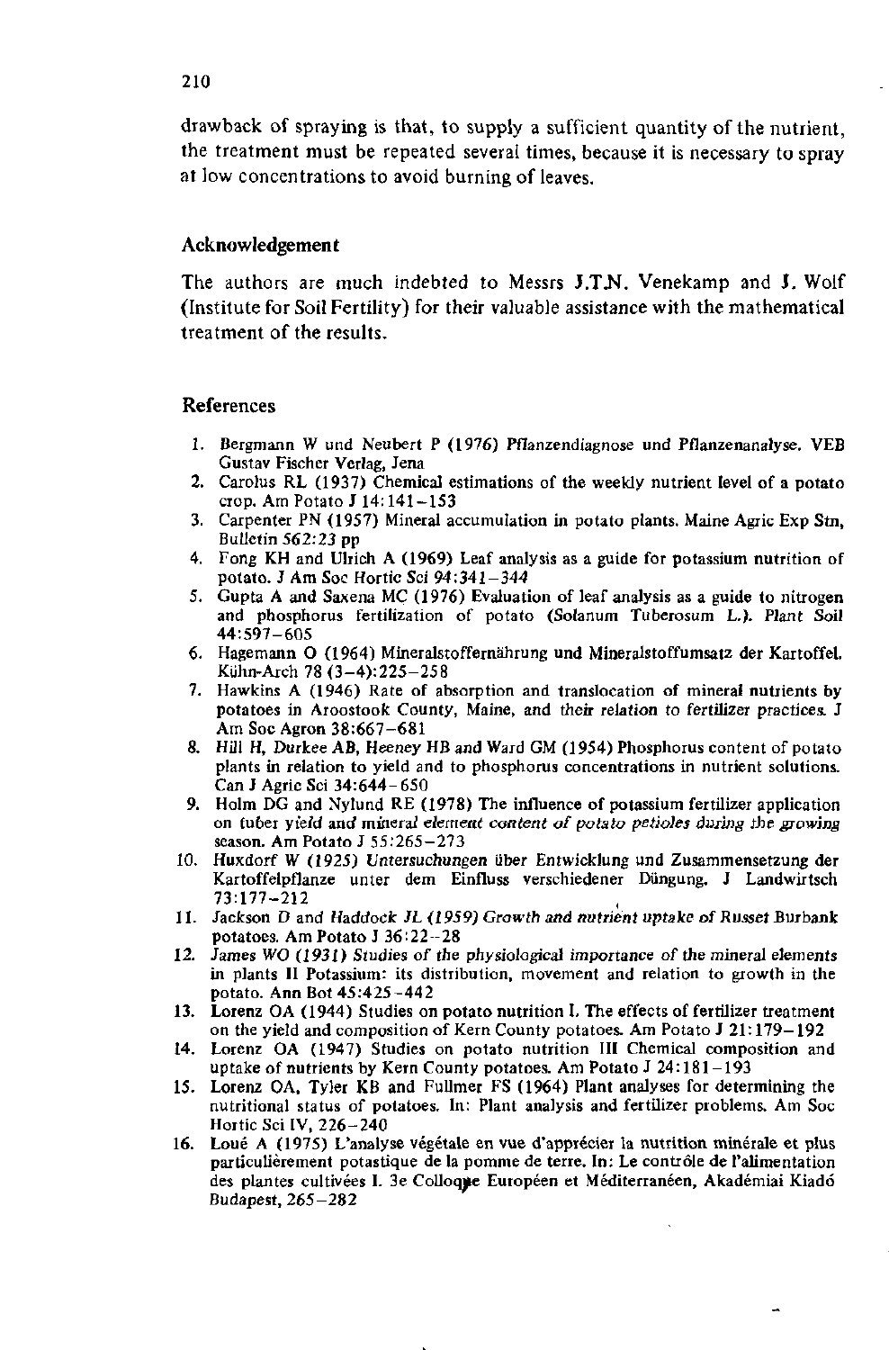drawback of spraying is that, to supply a sufficient quantity of the nutrient, the treatment must be repeated several times, because it is necessary to spray at low concentrations to avoid burning of leaves.

## Acknowledgement

The authors are much indebted to Messrs J.T.N. Venekamp and J. Wolf (Institute for Soil Fertility) for their valuable assistance with the mathematical treatment of the results.

## References

1. Bergmann W und Neubert P (1976) Pflanzendiagnose und Pflanzenanalyse. VEB Gustav Fischer Verlag, Jena
2. Carolus RL (1937) Chemical estimations of the weekly nutrient level of a potato crop. Am Potato J 14:141–153
3. Carpenter PN (1957) Mineral accumulation in potato plants. Maine Agric Exp Stn, Bulletin 562:23 pp
4. Fong KH and Ulrich A (1969) Leaf analysis as a guide for potassium nutrition of potato. J Am Soc Hortic Sci 94:341–344
5. Gupta A and Saxena MC (1976) Evaluation of leaf analysis as a guide to nitrogen and phosphorus fertilization of potato (Solanum Tuberosum L.). Plant Soil 44:597–605
6. Hagemann O (1964) Mineralstoffernährung und Mineralstoffumsatz der Kartoffel. Kühn-Arch 78 (3–4):225–258
7. Hawkins A (1946) Rate of absorption and translocation of mineral nutrients by potatoes in Aroostook County, Maine, and their relation to fertilizer practices. J Am Soc Agron 38:667–681
8. Hill H, Durkee AB, Heeney HB and Ward GM (1954) Phosphorus content of potato plants in relation to yield and to phosphorus concentrations in nutrient solutions. Can J Agric Sci 34:644–650
9. Holm DG and Nylund RE (1978) The influence of potassium fertilizer application on tuber yield and mineral element content of potato petioles during the growing season. Am Potato J 55:265–273
10. Huxdorf W (1925) Untersuchungen über Entwicklung und Zusammensetzung der Kartoffelpflanze unter dem Einfluss verschiedener Düngung. J Landwirtsch 73:177–212
11. Jackson D and Haddock JL (1959) Growth and nutrient uptake of Russet Burbank potatoes. Am Potato J 36:22–28
12. James WO (1931) Studies of the physiological importance of the mineral elements in plants II Potassium: its distribution, movement and relation to growth in the potato. Ann Bot 45:425–442
13. Lorenz OA (1944) Studies on potato nutrition I. The effects of fertilizer treatment on the yield and composition of Kern County potatoes. Am Potato J 21:179–192
14. Lorenz OA (1947) Studies on potato nutrition III Chemical composition and uptake of nutrients by Kern County potatoes. Am Potato J 24:181–193
15. Lorenz OA, Tyler KB and Fullmer FS (1964) Plant analyses for determining the nutritional status of potatoes. In: Plant analysis and fertilizer problems. Am Soc Hortic Sci IV, 226–240
16. Loué A (1975) L'analyse végétale en vue d'apprécier la nutrition minérale et plus particulièrement potastique de la pomme de terre. In: Le contrôle de l'alimentation des plantes cultivées I. 3e Colloque Européen et Méditerranéen, Akadémiai Kiadó Budapest, 265–282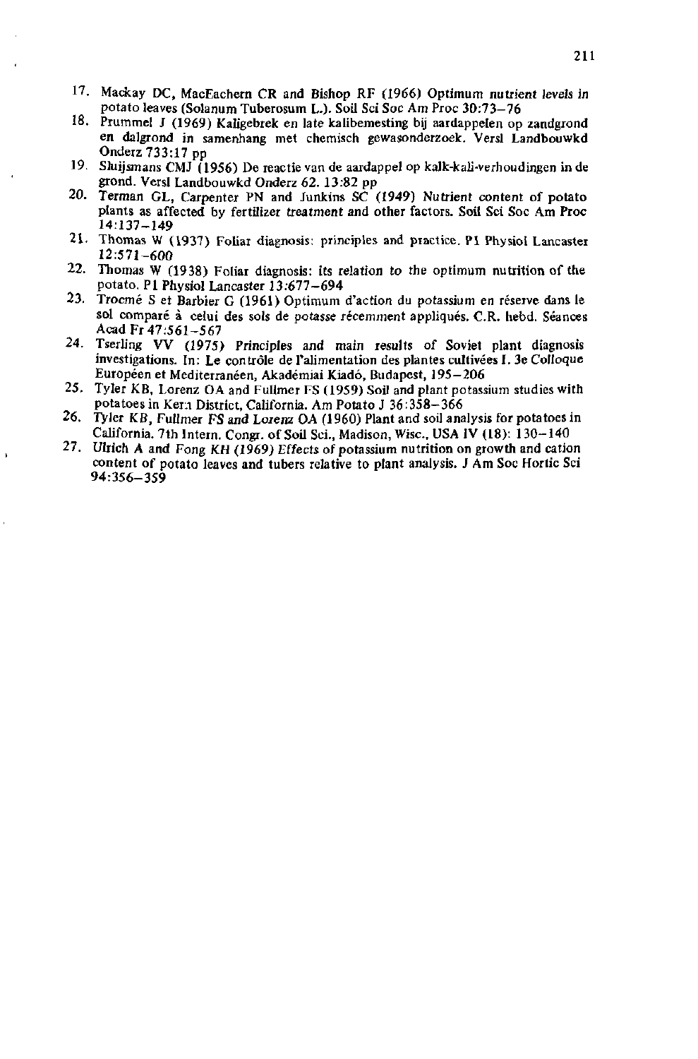17. Mackay DC, MacEachern CR and Bishop RF (1966) Optimum nutrient levels in potato leaves (Solanum Tuberosum L.). Soil Sci Soc Am Proc 30:73–76
18. Prummel J (1969) Kaligebrek en late kalibemesting bij aardappelen op zandgrond en dalgrond in samenhang met chemisch gewasonderzoek. Versl Landbouwkd Onderz 733:17 pp
19. Sluijsmans CMJ (1956) De reactie van de aardappel op kalk-kali-verhoudingen in de grond. Versl Landbouwkd Onderz 62. 13:82 pp
20. Terman GL, Carpenter PN and Junkins SC (1949) Nutrient content of potato plants as affected by fertilizer treatment and other factors. Soil Sci Soc Am Proc 14:137–149
21. Thomas W (1937) Foliar diagnosis: principles and practice. Pl Physiol Lancaster 12:571–600
22. Thomas W (1938) Foliar diagnosis: its relation to the optimum nutrition of the potato. Pl Physiol Lancaster 13:677–694
23. Trocmé S et Barbier G (1961) Optimum d'action du potassium en réserve dans le sol comparé à celui des sols de potasse récemment appliqués. C.R. hebd. Séances Acad Fr 47:561–567
24. Tserling VV (1975) Principles and main results of Soviet plant diagnosis investigations. In: Le contrôle de l'alimentation des plantes cultivées I. 3e Colloque Européen et Mediterranéen, Akadémiai Kiadó, Budapest, 195–206
25. Tyler KB, Lorenz OA and Fullmer FS (1959) Soil and plant potassium studies with potatoes in Kern District, California. Am Potato J 36:358–366
26. Tyler KB, Fullmer FS and Lorenz OA (1960) Plant and soil analysis for potatoes in California. 7th Intern. Congr. of Soil Sci., Madison, Wisc., USA IV (18): 130–140
27. Ulrich A and Fong KH (1969) Effects of potassium nutrition on growth and cation content of potato leaves and tubers relative to plant analysis. J Am Soc Hortic Sci 94:356–359